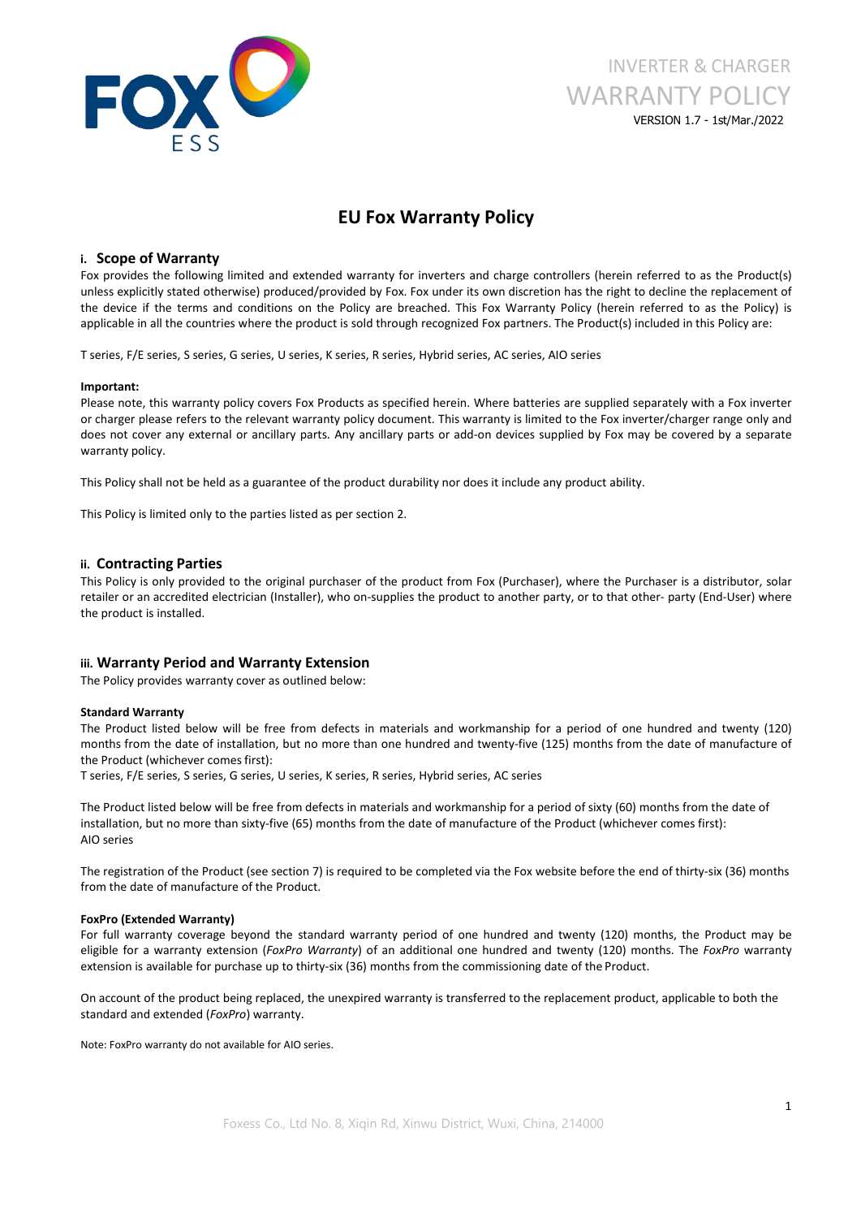INVERTER & CHARGER
WARRANTY POLICY
VERSION 1.7 - 1st/Mar./2022

# EU Fox Warranty Policy

## i. Scope of Warranty

Fox provides the following limited and extended warranty for inverters and charge controllers (herein referred to as the Product(s) unless explicitly stated otherwise) produced/provided by Fox. Fox under its own discretion has the right to decline the replacement of the device if the terms and conditions on the Policy are breached. This Fox Warranty Policy (herein referred to as the Policy) is applicable in all the countries where the product is sold through recognized Fox partners. The Product(s) included in this Policy are:

T series, F/E series, S series, G series, U series, K series, R series, Hybrid series, AC series, AIO series

**Important:**

Please note, this warranty policy covers Fox Products as specified herein. Where batteries are supplied separately with a Fox inverter or charger please refers to the relevant warranty policy document. This warranty is limited to the Fox inverter/charger range only and does not cover any external or ancillary parts. Any ancillary parts or add-on devices supplied by Fox may be covered by a separate warranty policy.

This Policy shall not be held as a guarantee of the product durability nor does it include any product ability.

This Policy is limited only to the parties listed as per section 2.

## ii. Contracting Parties

This Policy is only provided to the original purchaser of the product from Fox (Purchaser), where the Purchaser is a distributor, solar retailer or an accredited electrician (Installer), who on-supplies the product to another party, or to that other- party (End-User) where the product is installed.

## iii. Warranty Period and Warranty Extension

The Policy provides warranty cover as outlined below:

**Standard Warranty**

The Product listed below will be free from defects in materials and workmanship for a period of one hundred and twenty (120) months from the date of installation, but no more than one hundred and twenty-five (125) months from the date of manufacture of the Product (whichever comes first):

T series, F/E series, S series, G series, U series, K series, R series, Hybrid series, AC series

The Product listed below will be free from defects in materials and workmanship for a period of sixty (60) months from the date of installation, but no more than sixty-five (65) months from the date of manufacture of the Product (whichever comes first):

AIO series

The registration of the Product (see section 7) is required to be completed via the Fox website before the end of thirty-six (36) months from the date of manufacture of the Product.

**FoxPro (Extended Warranty)**

For full warranty coverage beyond the standard warranty period of one hundred and twenty (120) months, the Product may be eligible for a warranty extension (*FoxPro Warranty*) of an additional one hundred and twenty (120) months. The *FoxPro* warranty extension is available for purchase up to thirty-six (36) months from the commissioning date of the Product.

On account of the product being replaced, the unexpired warranty is transferred to the replacement product, applicable to both the standard and extended (*FoxPro*) warranty.

Note: FoxPro warranty do not available for AIO series.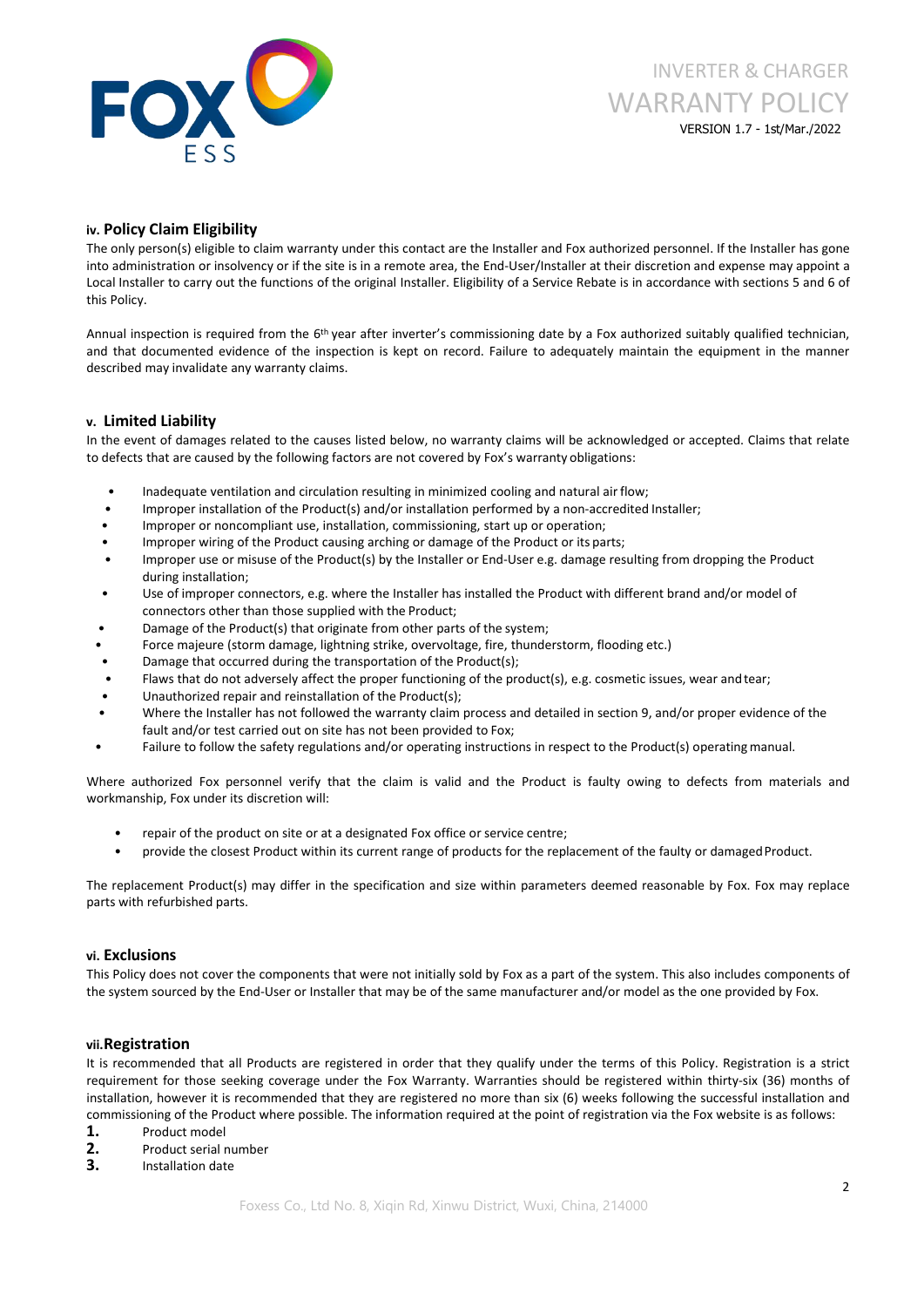### iv. Policy Claim Eligibility

The only person(s) eligible to claim warranty under this contact are the Installer and Fox authorized personnel. If the Installer has gone into administration or insolvency or if the site is in a remote area, the End-User/Installer at their discretion and expense may appoint a Local Installer to carry out the functions of the original Installer. Eligibility of a Service Rebate is in accordance with sections 5 and 6 of this Policy.

Annual inspection is required from the 6th year after inverter's commissioning date by a Fox authorized suitably qualified technician, and that documented evidence of the inspection is kept on record. Failure to adequately maintain the equipment in the manner described may invalidate any warranty claims.

### v. Limited Liability

In the event of damages related to the causes listed below, no warranty claims will be acknowledged or accepted. Claims that relate to defects that are caused by the following factors are not covered by Fox's warranty obligations:

- Inadequate ventilation and circulation resulting in minimized cooling and natural air flow;
- Improper installation of the Product(s) and/or installation performed by a non-accredited Installer;
- Improper or noncompliant use, installation, commissioning, start up or operation;
- Improper wiring of the Product causing arching or damage of the Product or its parts;
- Improper use or misuse of the Product(s) by the Installer or End-User e.g. damage resulting from dropping the Product during installation;
- Use of improper connectors, e.g. where the Installer has installed the Product with different brand and/or model of connectors other than those supplied with the Product;
- Damage of the Product(s) that originate from other parts of the system;
- Force majeure (storm damage, lightning strike, overvoltage, fire, thunderstorm, flooding etc.)
- Damage that occurred during the transportation of the Product(s);
- Flaws that do not adversely affect the proper functioning of the product(s), e.g. cosmetic issues, wear and tear;
- Unauthorized repair and reinstallation of the Product(s);
- Where the Installer has not followed the warranty claim process and detailed in section 9, and/or proper evidence of the fault and/or test carried out on site has not been provided to Fox;
- Failure to follow the safety regulations and/or operating instructions in respect to the Product(s) operating manual.

Where authorized Fox personnel verify that the claim is valid and the Product is faulty owing to defects from materials and workmanship, Fox under its discretion will:

- repair of the product on site or at a designated Fox office or service centre;
- provide the closest Product within its current range of products for the replacement of the faulty or damaged Product.

The replacement Product(s) may differ in the specification and size within parameters deemed reasonable by Fox. Fox may replace parts with refurbished parts.

### vi. Exclusions

This Policy does not cover the components that were not initially sold by Fox as a part of the system. This also includes components of the system sourced by the End-User or Installer that may be of the same manufacturer and/or model as the one provided by Fox.

### vii. Registration

It is recommended that all Products are registered in order that they qualify under the terms of this Policy. Registration is a strict requirement for those seeking coverage under the Fox Warranty. Warranties should be registered within thirty-six (36) months of installation, however it is recommended that they are registered no more than six (6) weeks following the successful installation and commissioning of the Product where possible. The information required at the point of registration via the Fox website is as follows:

1. Product model
2. Product serial number
3. Installation date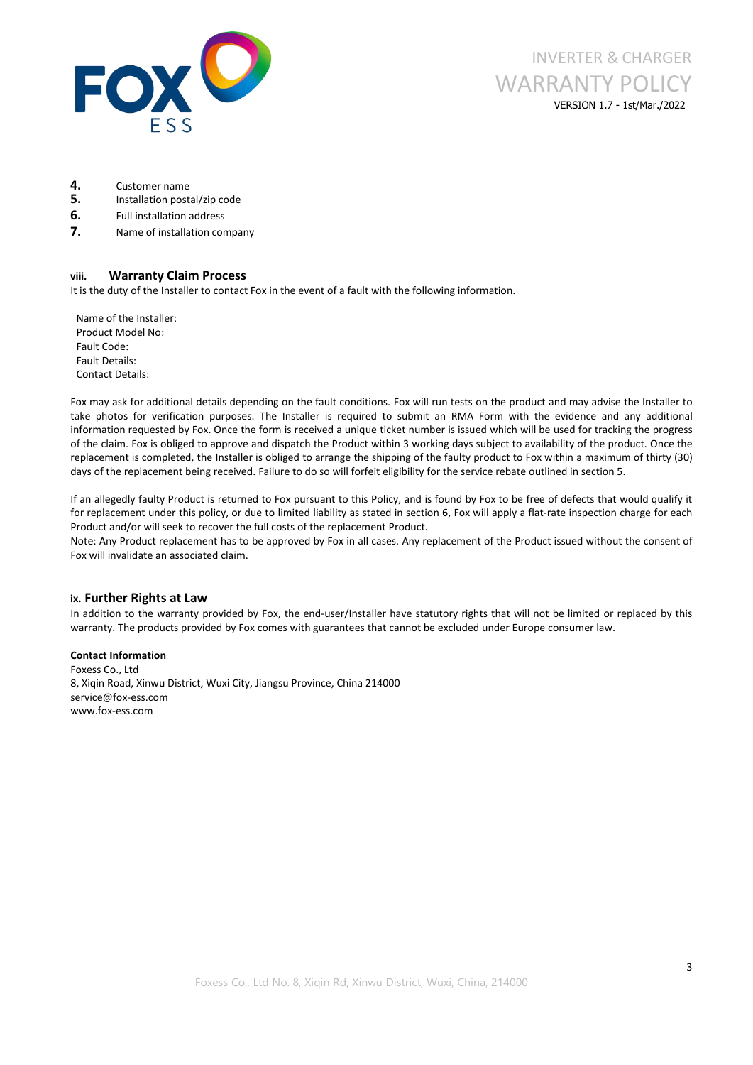4. Customer name
5. Installation postal/zip code
6. Full installation address
7. Name of installation company

### viii. Warranty Claim Process

It is the duty of the Installer to contact Fox in the event of a fault with the following information.

Name of the Installer:
Product Model No:
Fault Code:
Fault Details:
Contact Details:

Fox may ask for additional details depending on the fault conditions. Fox will run tests on the product and may advise the Installer to take photos for verification purposes. The Installer is required to submit an RMA Form with the evidence and any additional information requested by Fox. Once the form is received a unique ticket number is issued which will be used for tracking the progress of the claim. Fox is obliged to approve and dispatch the Product within 3 working days subject to availability of the product. Once the replacement is completed, the Installer is obliged to arrange the shipping of the faulty product to Fox within a maximum of thirty (30) days of the replacement being received. Failure to do so will forfeit eligibility for the service rebate outlined in section 5.

If an allegedly faulty Product is returned to Fox pursuant to this Policy, and is found by Fox to be free of defects that would qualify it for replacement under this policy, or due to limited liability as stated in section 6, Fox will apply a flat-rate inspection charge for each Product and/or will seek to recover the full costs of the replacement Product.

Note: Any Product replacement has to be approved by Fox in all cases. Any replacement of the Product issued without the consent of Fox will invalidate an associated claim.

### ix. Further Rights at Law

In addition to the warranty provided by Fox, the end-user/Installer have statutory rights that will not be limited or replaced by this warranty. The products provided by Fox comes with guarantees that cannot be excluded under Europe consumer law.

**Contact Information**

Foxess Co., Ltd
8, Xiqin Road, Xinwu District, Wuxi City, Jiangsu Province, China 214000
service@fox-ess.com
www.fox-ess.com